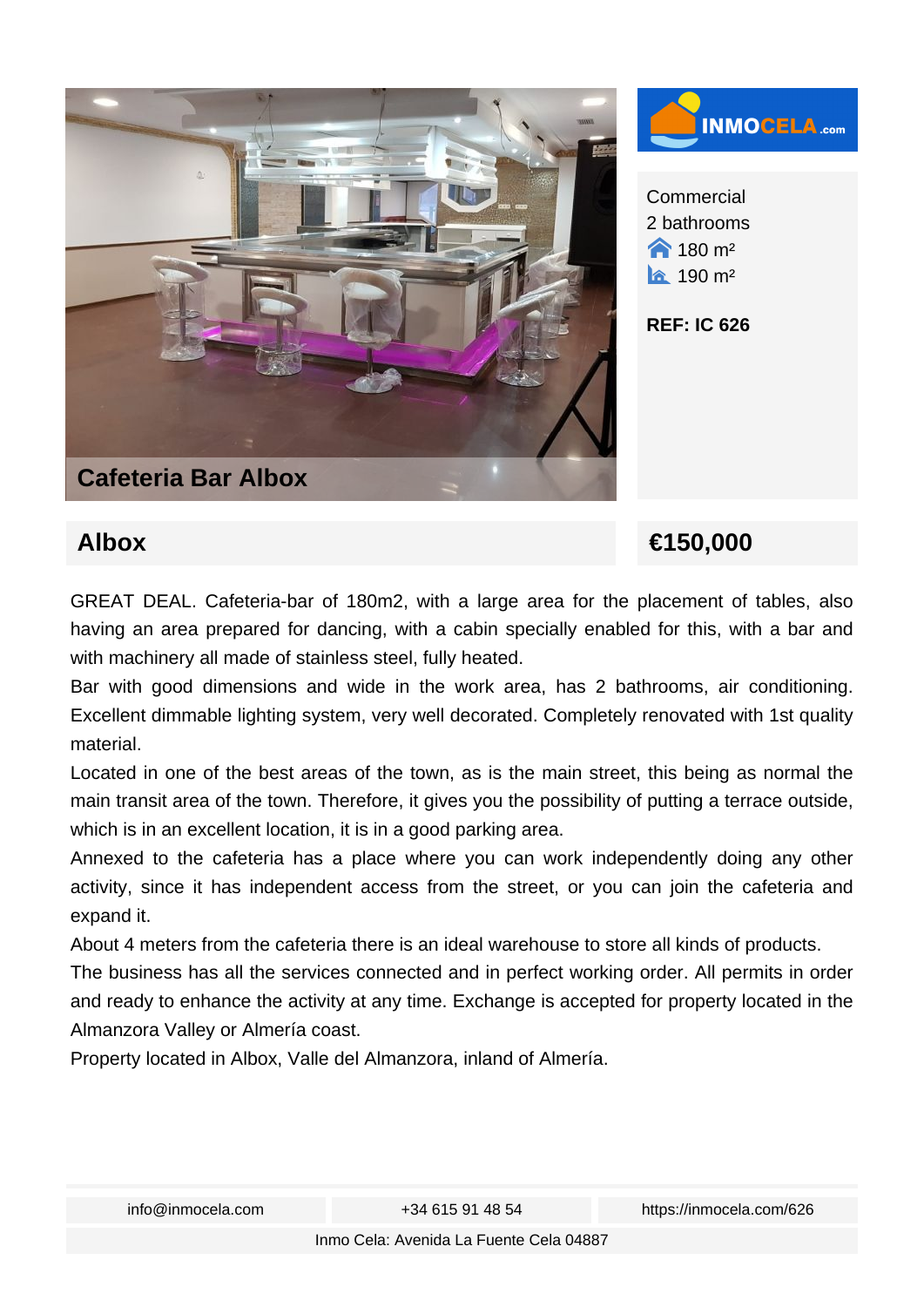# Cafeteria Bar Albox

Commercial
2 bathrooms
180 m²
190 m²

**REF: IC 626**

## Albox

## €150,000

GREAT DEAL. Cafeteria-bar of 180m2, with a large area for the placement of tables, also having an area prepared for dancing, with a cabin specially enabled for this, with a bar and with machinery all made of stainless steel, fully heated.

Bar with good dimensions and wide in the work area, has 2 bathrooms, air conditioning. Excellent dimmable lighting system, very well decorated. Completely renovated with 1st quality material.

Located in one of the best areas of the town, as is the main street, this being as normal the main transit area of the town. Therefore, it gives you the possibility of putting a terrace outside, which is in an excellent location, it is in a good parking area.

Annexed to the cafeteria has a place where you can work independently doing any other activity, since it has independent access from the street, or you can join the cafeteria and expand it.

About 4 meters from the cafeteria there is an ideal warehouse to store all kinds of products.

The business has all the services connected and in perfect working order. All permits in order and ready to enhance the activity at any time. Exchange is accepted for property located in the Almanzora Valley or Almería coast.

Property located in Albox, Valle del Almanzora, inland of Almería.

info@inmocela.com | +34 615 91 48 54 | https://inmocela.com/626

Inmo Cela: Avenida La Fuente Cela 04887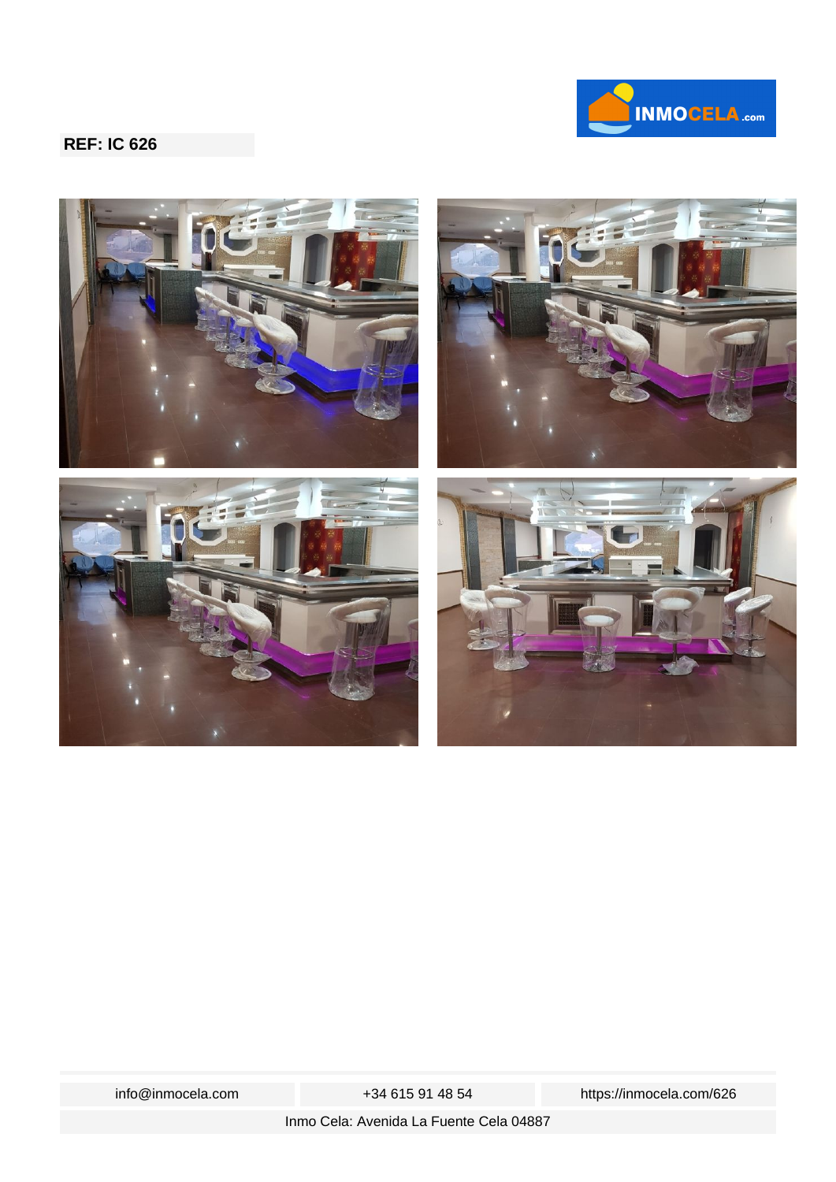**REF: IC 626**

info@inmocela.com

+34 615 91 48 54

https://inmocela.com/626

Inmo Cela: Avenida La Fuente Cela 04887